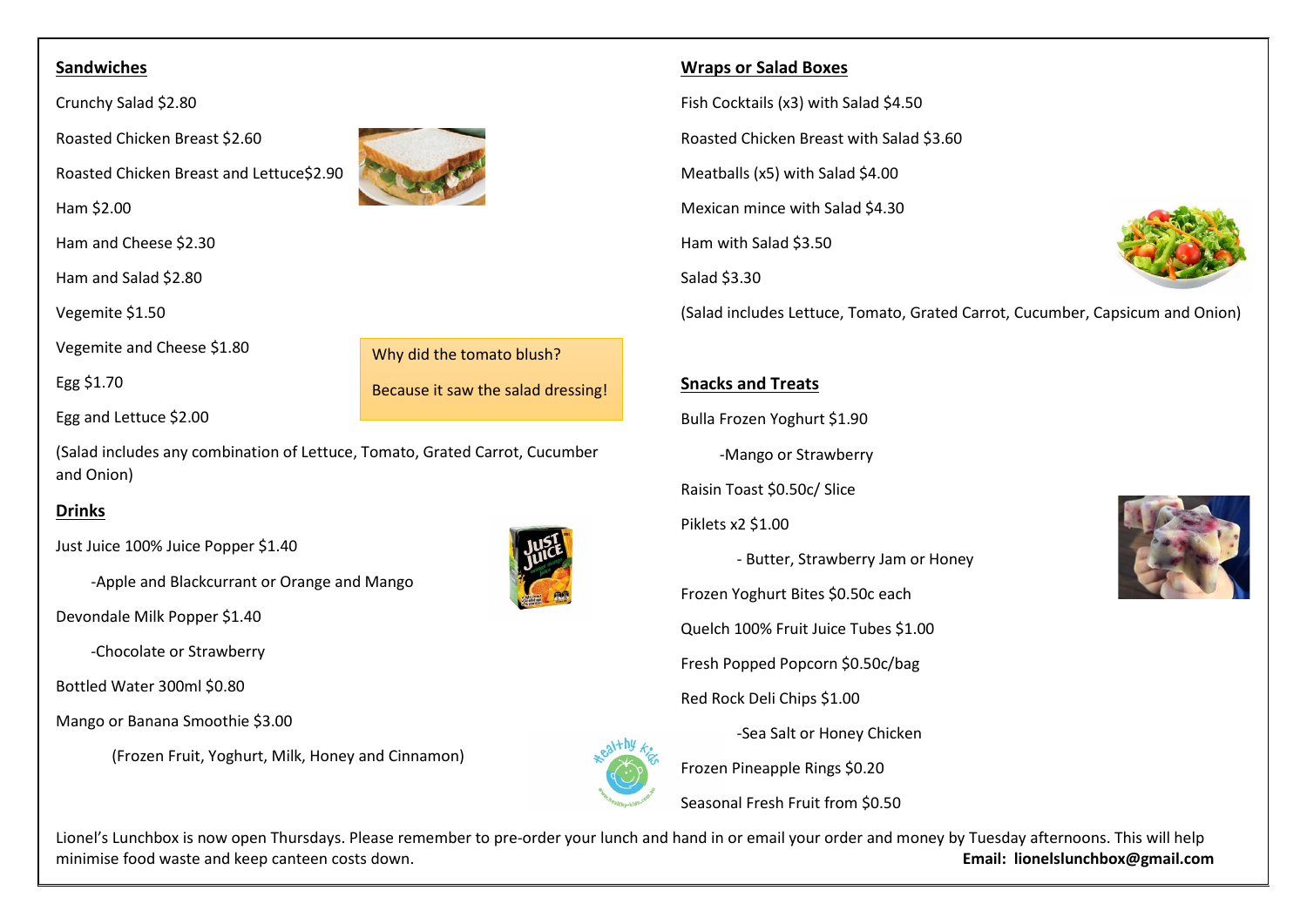## Sandwiches

Crunchy Salad $2.80

Roasted Chicken Breast $2.60

Roasted Chicken Breast and Lettuce$2.90

Ham $2.00

Ham and Cheese $2.30

Ham and Salad $2.80

Vegemite $1.50

Vegemite and Cheese $1.80

Egg $1.70

Egg and Lettuce $2.00

(Salad includes any combination of Lettuce, Tomato, Grated Carrot, Cucumber and Onion)

Why did the tomato blush?

Because it saw the salad dressing!

## Drinks

Just Juice 100% Juice Popper $1.40

-Apple and Blackcurrant or Orange and Mango

Devondale Milk Popper $1.40

-Chocolate or Strawberry

Bottled Water 300ml $0.80

Mango or Banana Smoothie $3.00

(Frozen Fruit, Yoghurt, Milk, Honey and Cinnamon)

## Wraps or Salad Boxes

Fish Cocktails (x3) with Salad $4.50

Roasted Chicken Breast with Salad $3.60

Meatballs (x5) with Salad $4.00

Mexican mince with Salad $4.30

Ham with Salad $3.50

Salad $3.30

(Salad includes Lettuce, Tomato, Grated Carrot, Cucumber, Capsicum and Onion)

## Snacks and Treats

Bulla Frozen Yoghurt $1.90

-Mango or Strawberry

Raisin Toast $0.50c/ Slice

Piklets x2 $1.00

- Butter, Strawberry Jam or Honey

Frozen Yoghurt Bites $0.50c each

Quelch 100% Fruit Juice Tubes $1.00

Fresh Popped Popcorn $0.50c/bag

Red Rock Deli Chips $1.00

-Sea Salt or Honey Chicken

Frozen Pineapple Rings $0.20

Seasonal Fresh Fruit from $0.50

Lionel's Lunchbox is now open Thursdays. Please remember to pre-order your lunch and hand in or email your order and money by Tuesday afternoons. This will help minimise food waste and keep canteen costs down. **Email: lionelslunchbox@gmail.com**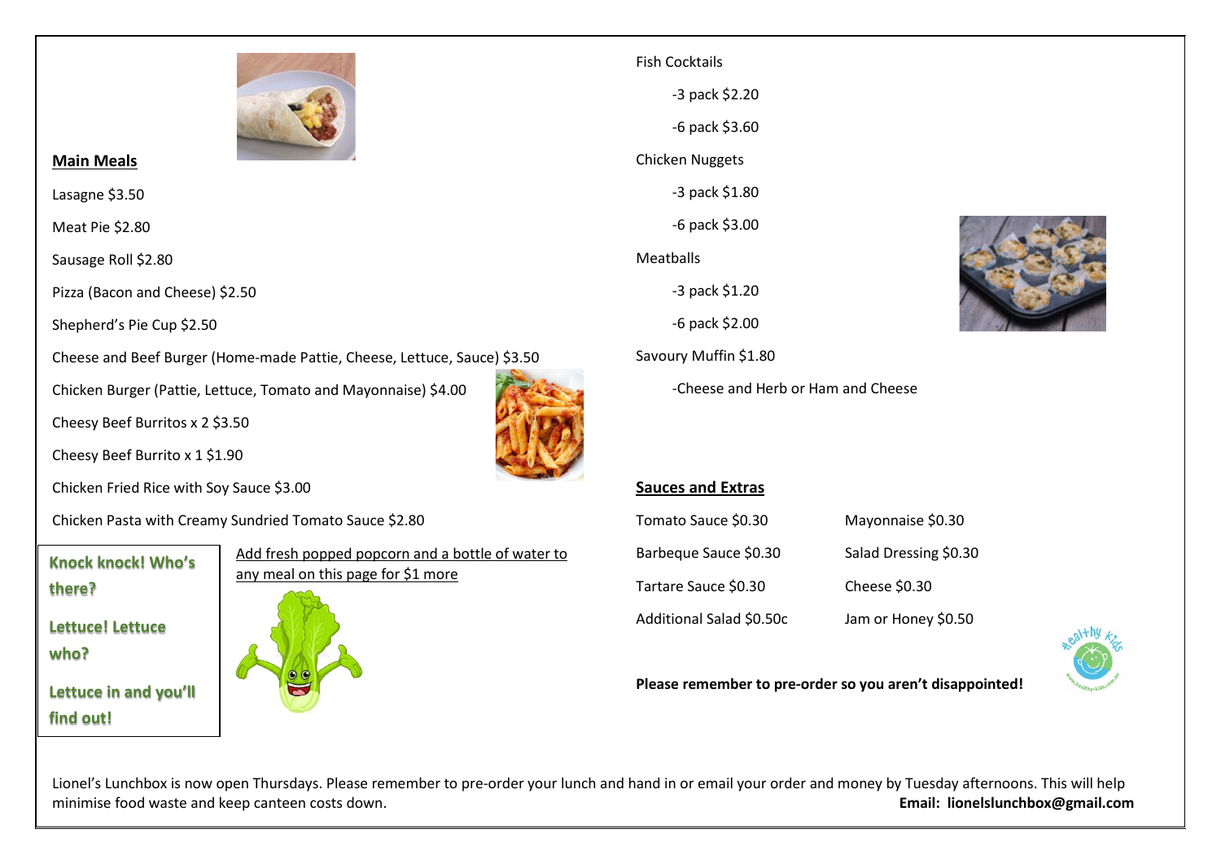## Main Meals

Lasagne $3.50

Meat Pie $2.80

Sausage Roll $2.80

Pizza (Bacon and Cheese) $2.50

Shepherd's Pie Cup $2.50

Cheese and Beef Burger (Home-made Pattie, Cheese, Lettuce, Sauce) $3.50

Chicken Burger (Pattie, Lettuce, Tomato and Mayonnaise) $4.00

Cheesy Beef Burritos x 2 $3.50

Cheesy Beef Burrito x 1 $1.90

Chicken Fried Rice with Soy Sauce $3.00

Chicken Pasta with Creamy Sundried Tomato Sauce $2.80

**Knock knock! Who's there?**

**Lettuce! Lettuce who?**

**Lettuce in and you'll find out!**

Add fresh popped popcorn and a bottle of water to any meal on this page for $1 more

Fish Cocktails

- -3 pack $2.20
- -6 pack $3.60

Chicken Nuggets

- -3 pack $1.80
- -6 pack $3.00

Meatballs

- -3 pack $1.20
- -6 pack $2.00

Savoury Muffin $1.80

- -Cheese and Herb or Ham and Cheese

## Sauces and Extras

| | |
|---|---|
| Tomato Sauce $0.30 | Mayonnaise $0.30 |
| Barbeque Sauce $0.30 | Salad Dressing $0.30 |
| Tartare Sauce $0.30 | Cheese $0.30 |
| Additional Salad $0.50c | Jam or Honey $0.50 |

**Please remember to pre-order so you aren't disappointed!**

Lionel's Lunchbox is now open Thursdays. Please remember to pre-order your lunch and hand in or email your order and money by Tuesday afternoons. This will help minimise food waste and keep canteen costs down.

**Email: lionelslunchbox@gmail.com**